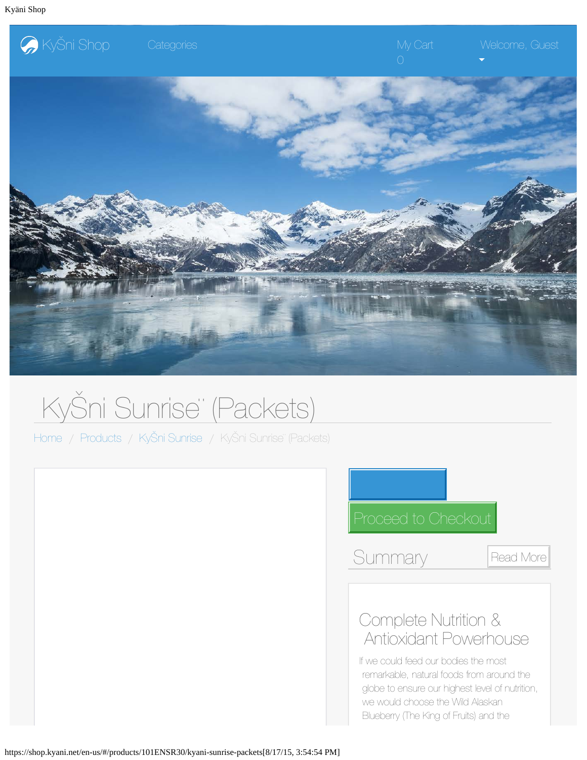KyŠni Shop

Categories

My Cart
0

Welcome, Guest

# KyŠni Sunrise¨ (Packets)

Home / Products / KyŠni Sunrise / KyŠni Sunrise¨ (Packets)

Proceed to Checkout

## Summary

Read More

### Complete Nutrition & Antioxidant Powerhouse

If we could feed our bodies the most remarkable, natural foods from around the globe to ensure our highest level of nutrition, we would choose the Wild Alaskan Blueberry (The King of Fruits) and the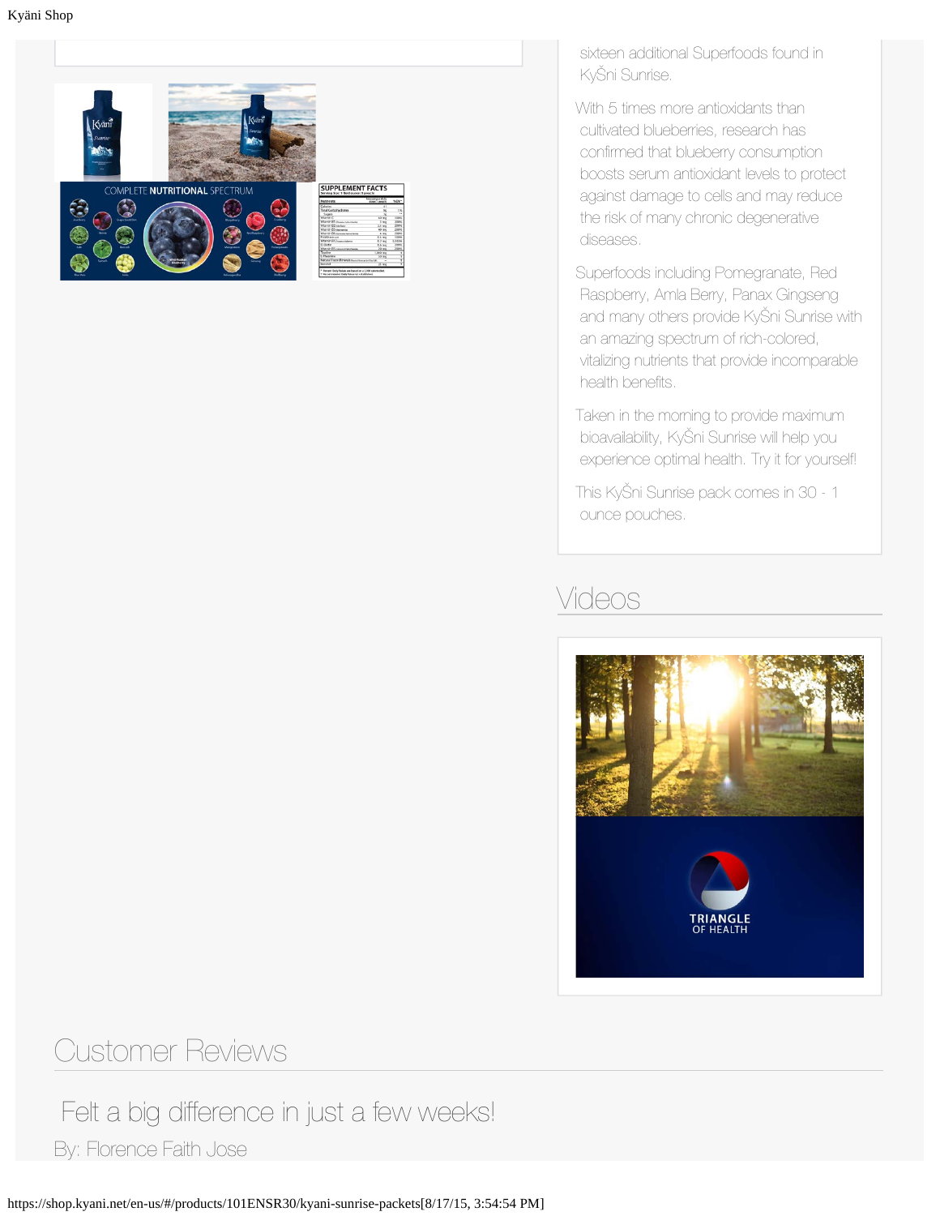sixteen additional Superfoods found in KyŠni Sunrise.

With 5 times more antioxidants than cultivated blueberries, research has confirmed that blueberry consumption boosts serum antioxidant levels to protect against damage to cells and may reduce the risk of many chronic degenerative diseases.

Superfoods including Pomegranate, Red Raspberry, Amla Berry, Panax Gingseng and many others provide KyŠni Sunrise with an amazing spectrum of rich-colored, vitalizing nutrients that provide incomparable health benefits.

Taken in the morning to provide maximum bioavailability, KyŠni Sunrise will help you experience optimal health. Try it for yourself!

This KyŠni Sunrise pack comes in 30 - 1 ounce pouches.

## Videos

## Customer Reviews

### Felt a big difference in just a few weeks!

By: Florence Faith Jose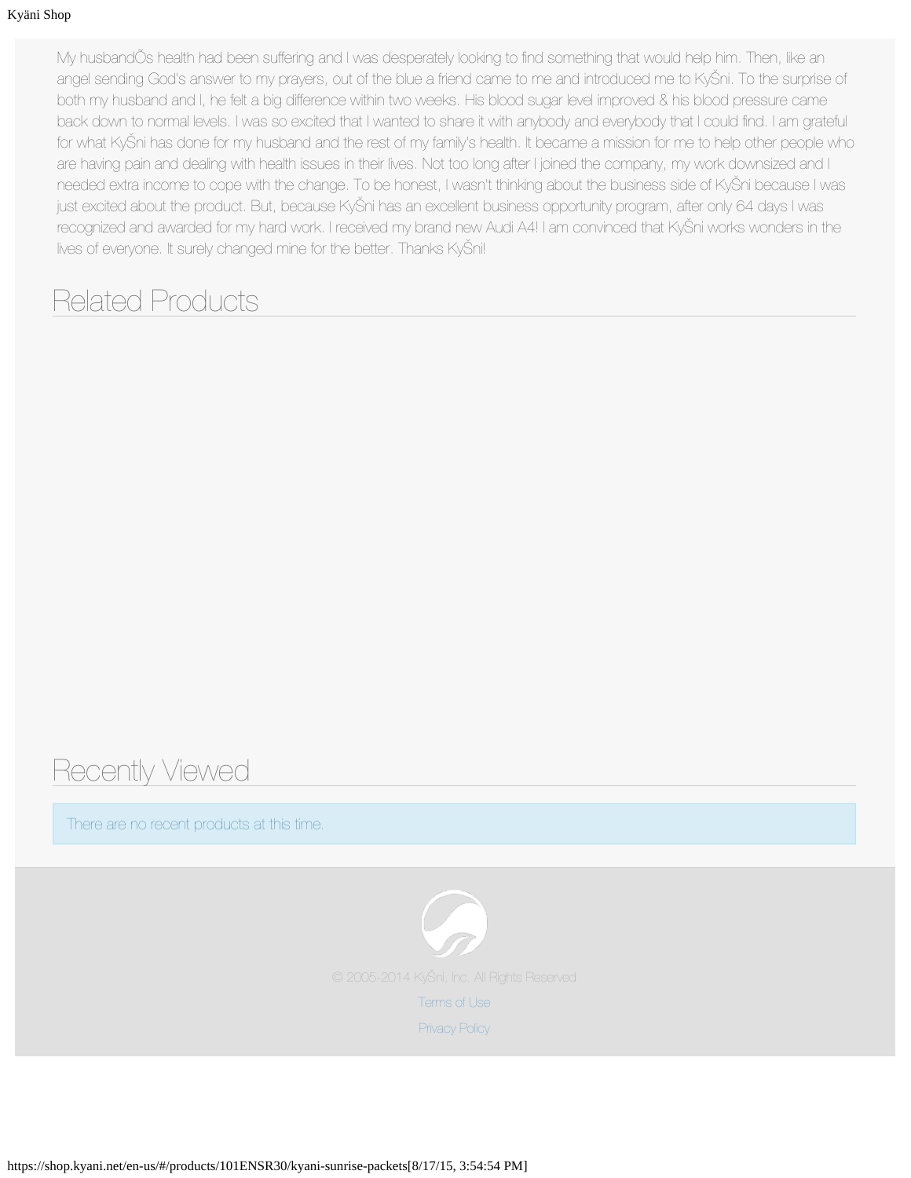My husbandÕs health had been suffering and I was desperately looking to find something that would help him. Then, like an angel sending God's answer to my prayers, out of the blue a friend came to me and introduced me to KyŠni. To the surprise of both my husband and I, he felt a big difference within two weeks. His blood sugar level improved & his blood pressure came back down to normal levels. I was so excited that I wanted to share it with anybody and everybody that I could find. I am grateful for what KyŠni has done for my husband and the rest of my family's health. It became a mission for me to help other people who are having pain and dealing with health issues in their lives. Not too long after I joined the company, my work downsized and I needed extra income to cope with the change. To be honest, I wasn't thinking about the business side of KyŠni because I was just excited about the product. But, because KyŠni has an excellent business opportunity program, after only 64 days I was recognized and awarded for my hard work. I received my brand new Audi A4! I am convinced that KyŠni works wonders in the lives of everyone. It surely changed mine for the better. Thanks KyŠni!

## Related Products

## Recently Viewed

There are no recent products at this time.

© 2005-2014 KyŠni, Inc. All Rights Reserved

Terms of Use

Privacy Policy